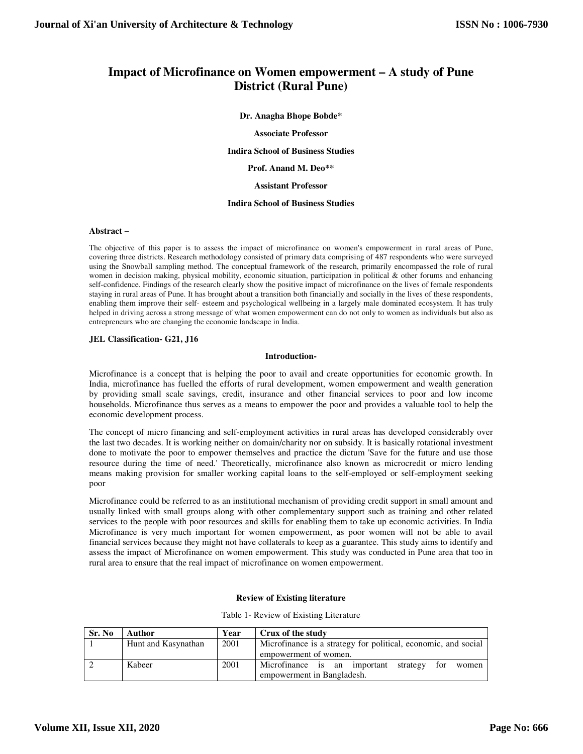# Impact of Microfinance on Women empowerment – A study of Pune District (Rural Pune)

**Dr. Anagha Bhope Bobde***

**Associate Professor**

**Indira School of Business Studies**

**Prof. Anand M. Deo****

**Assistant Professor**

**Indira School of Business Studies**

**Abstract –**

The objective of this paper is to assess the impact of microfinance on women's empowerment in rural areas of Pune, covering three districts. Research methodology consisted of primary data comprising of 487 respondents who were surveyed using the Snowball sampling method. The conceptual framework of the research, primarily encompassed the role of rural women in decision making, physical mobility, economic situation, participation in political & other forums and enhancing self-confidence. Findings of the research clearly show the positive impact of microfinance on the lives of female respondents staying in rural areas of Pune. It has brought about a transition both financially and socially in the lives of these respondents, enabling them improve their self- esteem and psychological wellbeing in a largely male dominated ecosystem. It has truly helped in driving across a strong message of what women empowerment can do not only to women as individuals but also as entrepreneurs who are changing the economic landscape in India.

**JEL Classification- G21, J16**

## Introduction-

Microfinance is a concept that is helping the poor to avail and create opportunities for economic growth. In India, microfinance has fuelled the efforts of rural development, women empowerment and wealth generation by providing small scale savings, credit, insurance and other financial services to poor and low income households. Microfinance thus serves as a means to empower the poor and provides a valuable tool to help the economic development process.

The concept of micro financing and self-employment activities in rural areas has developed considerably over the last two decades. It is working neither on domain/charity nor on subsidy. It is basically rotational investment done to motivate the poor to empower themselves and practice the dictum 'Save for the future and use those resource during the time of need.' Theoretically, microfinance also known as microcredit or micro lending means making provision for smaller working capital loans to the self-employed or self-employment seeking poor

Microfinance could be referred to as an institutional mechanism of providing credit support in small amount and usually linked with small groups along with other complementary support such as training and other related services to the people with poor resources and skills for enabling them to take up economic activities. In India Microfinance is very much important for women empowerment, as poor women will not be able to avail financial services because they might not have collaterals to keep as a guarantee. This study aims to identify and assess the impact of Microfinance on women empowerment. This study was conducted in Pune area that too in rural area to ensure that the real impact of microfinance on women empowerment.

## Review of Existing literature

Table 1- Review of Existing Literature

| Sr. No | Author | Year | Crux of the study |
|---|---|---|---|
| 1 | Hunt and Kasynathan | 2001 | Microfinance is a strategy for political, economic, and social empowerment of women. |
| 2 | Kabeer | 2001 | Microfinance is an important strategy for women empowerment in Bangladesh. |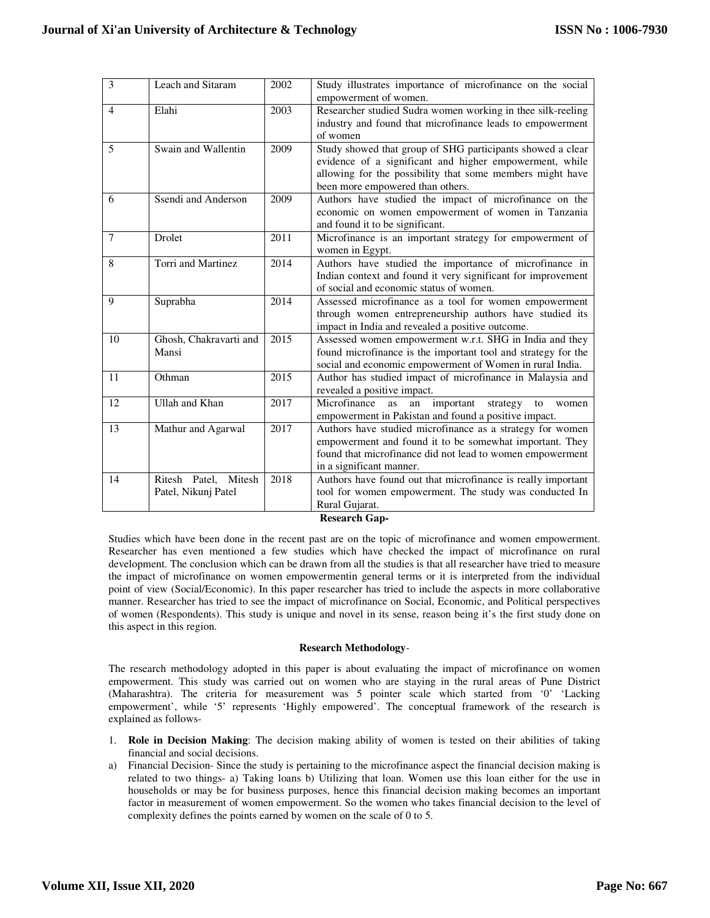| 3 | Leach and Sitaram | 2002 | Study illustrates importance of microfinance on the social empowerment of women. |
|---|---|---|---|
| 4 | Elahi | 2003 | Researcher studied Sudra women working in thee silk-reeling industry and found that microfinance leads to empowerment of women |
| 5 | Swain and Wallentin | 2009 | Study showed that group of SHG participants showed a clear evidence of a significant and higher empowerment, while allowing for the possibility that some members might have been more empowered than others. |
| 6 | Ssendi and Anderson | 2009 | Authors have studied the impact of microfinance on the economic on women empowerment of women in Tanzania and found it to be significant. |
| 7 | Drolet | 2011 | Microfinance is an important strategy for empowerment of women in Egypt. |
| 8 | Torri and Martinez | 2014 | Authors have studied the importance of microfinance in Indian context and found it very significant for improvement of social and economic status of women. |
| 9 | Suprabha | 2014 | Assessed microfinance as a tool for women empowerment through women entrepreneurship authors have studied its impact in India and revealed a positive outcome. |
| 10 | Ghosh, Chakravarti and Mansi | 2015 | Assessed women empowerment w.r.t. SHG in India and they found microfinance is the important tool and strategy for the social and economic empowerment of Women in rural India. |
| 11 | Othman | 2015 | Author has studied impact of microfinance in Malaysia and revealed a positive impact. |
| 12 | Ullah and Khan | 2017 | Microfinance as an important strategy to women empowerment in Pakistan and found a positive impact. |
| 13 | Mathur and Agarwal | 2017 | Authors have studied microfinance as a strategy for women empowerment and found it to be somewhat important. They found that microfinance did not lead to women empowerment in a significant manner. |
| 14 | Ritesh Patel, Mitesh Patel, Nikunj Patel | 2018 | Authors have found out that microfinance is really important tool for women empowerment. The study was conducted In Rural Gujarat. |

**Research Gap-**

Studies which have been done in the recent past are on the topic of microfinance and women empowerment. Researcher has even mentioned a few studies which have checked the impact of microfinance on rural development. The conclusion which can be drawn from all the studies is that all researcher have tried to measure the impact of microfinance on women empowermentin general terms or it is interpreted from the individual point of view (Social/Economic). In this paper researcher has tried to include the aspects in more collaborative manner. Researcher has tried to see the impact of microfinance on Social, Economic, and Political perspectives of women (Respondents). This study is unique and novel in its sense, reason being it's the first study done on this aspect in this region.

**Research Methodology**-

The research methodology adopted in this paper is about evaluating the impact of microfinance on women empowerment. This study was carried out on women who are staying in the rural areas of Pune District (Maharashtra). The criteria for measurement was 5 pointer scale which started from '0' 'Lacking empowerment', while '5' represents 'Highly empowered'. The conceptual framework of the research is explained as follows-

1. **Role in Decision Making**: The decision making ability of women is tested on their abilities of taking financial and social decisions.

a) Financial Decision- Since the study is pertaining to the microfinance aspect the financial decision making is related to two things- a) Taking loans b) Utilizing that loan. Women use this loan either for the use in households or may be for business purposes, hence this financial decision making becomes an important factor in measurement of women empowerment. So the women who takes financial decision to the level of complexity defines the points earned by women on the scale of 0 to 5.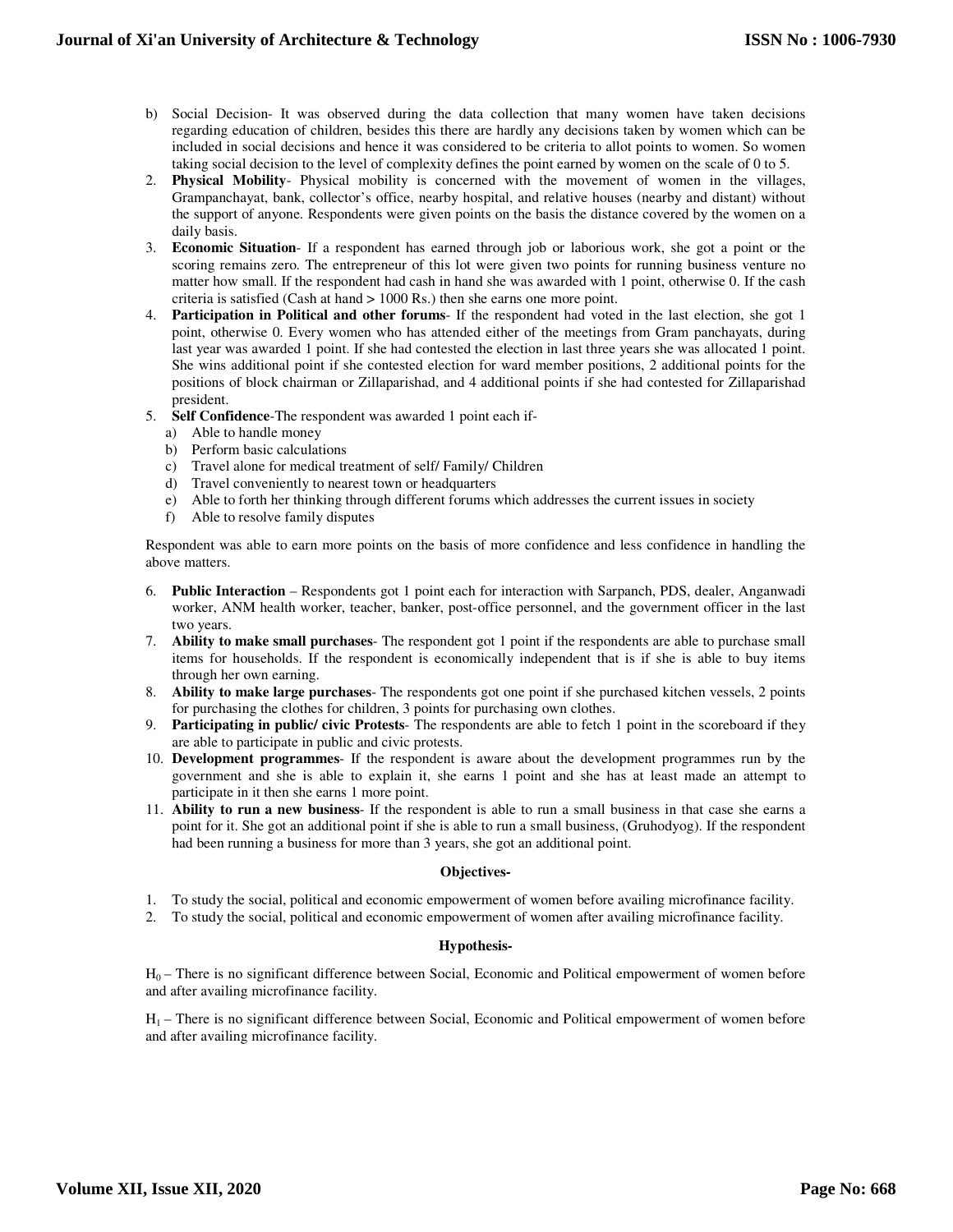b) Social Decision- It was observed during the data collection that many women have taken decisions regarding education of children, besides this there are hardly any decisions taken by women which can be included in social decisions and hence it was considered to be criteria to allot points to women. So women taking social decision to the level of complexity defines the point earned by women on the scale of 0 to 5.

2. **Physical Mobility**- Physical mobility is concerned with the movement of women in the villages, Grampanchayat, bank, collector's office, nearby hospital, and relative houses (nearby and distant) without the support of anyone. Respondents were given points on the basis the distance covered by the women on a daily basis.
3. **Economic Situation**- If a respondent has earned through job or laborious work, she got a point or the scoring remains zero. The entrepreneur of this lot were given two points for running business venture no matter how small. If the respondent had cash in hand she was awarded with 1 point, otherwise 0. If the cash criteria is satisfied (Cash at hand > 1000 Rs.) then she earns one more point.
4. **Participation in Political and other forums**- If the respondent had voted in the last election, she got 1 point, otherwise 0. Every women who has attended either of the meetings from Gram panchayats, during last year was awarded 1 point. If she had contested the election in last three years she was allocated 1 point. She wins additional point if she contested election for ward member positions, 2 additional points for the positions of block chairman or Zillaparishad, and 4 additional points if she had contested for Zillaparishad president.
5. **Self Confidence**-The respondent was awarded 1 point each if-
   a) Able to handle money
   b) Perform basic calculations
   c) Travel alone for medical treatment of self/ Family/ Children
   d) Travel conveniently to nearest town or headquarters
   e) Able to forth her thinking through different forums which addresses the current issues in society
   f) Able to resolve family disputes

Respondent was able to earn more points on the basis of more confidence and less confidence in handling the above matters.

6. **Public Interaction** – Respondents got 1 point each for interaction with Sarpanch, PDS, dealer, Anganwadi worker, ANM health worker, teacher, banker, post-office personnel, and the government officer in the last two years.
7. **Ability to make small purchases**- The respondent got 1 point if the respondents are able to purchase small items for households. If the respondent is economically independent that is if she is able to buy items through her own earning.
8. **Ability to make large purchases**- The respondents got one point if she purchased kitchen vessels, 2 points for purchasing the clothes for children, 3 points for purchasing own clothes.
9. **Participating in public/ civic Protests**- The respondents are able to fetch 1 point in the scoreboard if they are able to participate in public and civic protests.
10. **Development programmes**- If the respondent is aware about the development programmes run by the government and she is able to explain it, she earns 1 point and she has at least made an attempt to participate in it then she earns 1 more point.
11. **Ability to run a new business**- If the respondent is able to run a small business in that case she earns a point for it. She got an additional point if she is able to run a small business, (Gruhodyog). If the respondent had been running a business for more than 3 years, she got an additional point.

**Objectives-**

1. To study the social, political and economic empowerment of women before availing microfinance facility.
2. To study the social, political and economic empowerment of women after availing microfinance facility.

**Hypothesis-**

$H_0$ – There is no significant difference between Social, Economic and Political empowerment of women before and after availing microfinance facility.

$H_1$ – There is no significant difference between Social, Economic and Political empowerment of women before and after availing microfinance facility.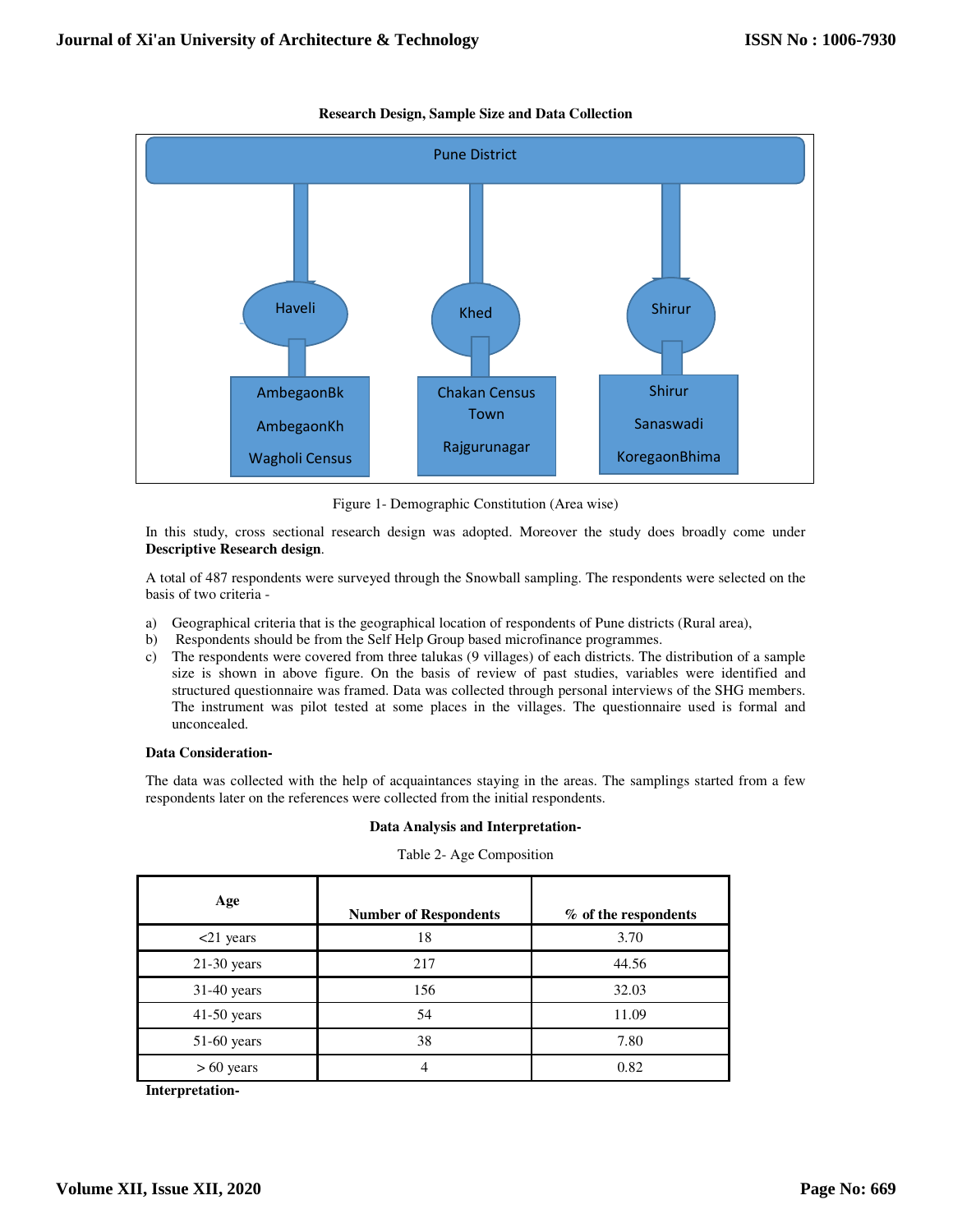**Research Design, Sample Size and Data Collection**

Pune District

Haveli — AmbegaonBk, AmbegaonKh, Wagholi Census

Khed — Chakan Census Town, Rajgurunagar

Shirur — Shirur, Sanaswadi, KoregaonBhima

Figure 1- Demographic Constitution (Area wise)

In this study, cross sectional research design was adopted. Moreover the study does broadly come under **Descriptive Research design**.

A total of 487 respondents were surveyed through the Snowball sampling. The respondents were selected on the basis of two criteria -

a) Geographical criteria that is the geographical location of respondents of Pune districts (Rural area),
b) Respondents should be from the Self Help Group based microfinance programmes.
c) The respondents were covered from three talukas (9 villages) of each districts. The distribution of a sample size is shown in above figure. On the basis of review of past studies, variables were identified and structured questionnaire was framed. Data was collected through personal interviews of the SHG members. The instrument was pilot tested at some places in the villages. The questionnaire used is formal and unconcealed.

**Data Consideration-**

The data was collected with the help of acquaintances staying in the areas. The samplings started from a few respondents later on the references were collected from the initial respondents.

**Data Analysis and Interpretation-**

Table 2- Age Composition

| Age | Number of Respondents | % of the respondents |
|---|---|---|
| <21 years | 18 | 3.70 |
| 21-30 years | 217 | 44.56 |
| 31-40 years | 156 | 32.03 |
| 41-50 years | 54 | 11.09 |
| 51-60 years | 38 | 7.80 |
| > 60 years | 4 | 0.82 |

**Interpretation-**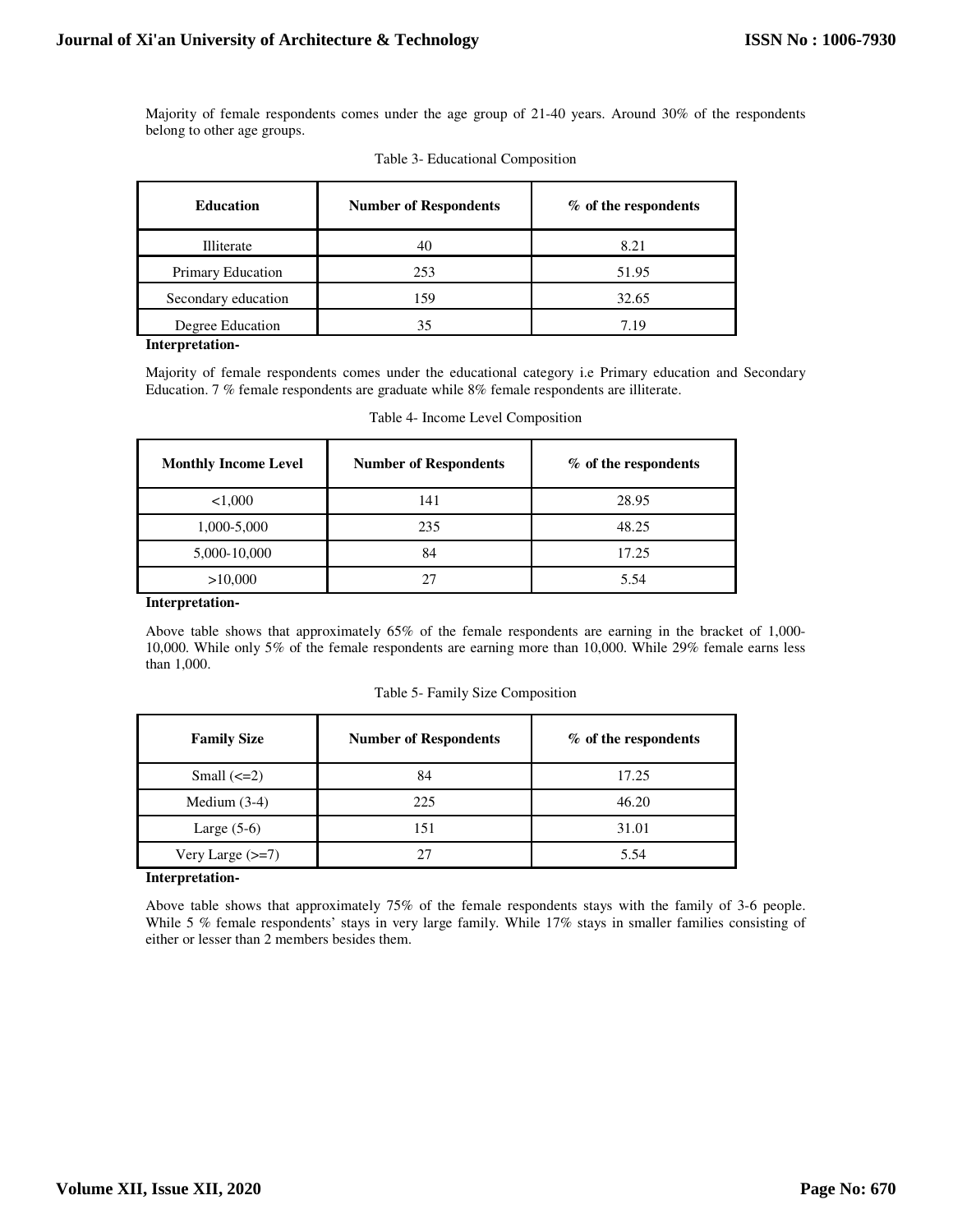Majority of female respondents comes under the age group of 21-40 years. Around 30% of the respondents belong to other age groups.

Table 3- Educational Composition

| Education | Number of Respondents | % of the respondents |
|---|---|---|
| Illiterate | 40 | 8.21 |
| Primary Education | 253 | 51.95 |
| Secondary education | 159 | 32.65 |
| Degree Education | 35 | 7.19 |

**Interpretation-**

Majority of female respondents comes under the educational category i.e Primary education and Secondary Education. 7 % female respondents are graduate while 8% female respondents are illiterate.

Table 4- Income Level Composition

| Monthly Income Level | Number of Respondents | % of the respondents |
|---|---|---|
| <1,000 | 141 | 28.95 |
| 1,000-5,000 | 235 | 48.25 |
| 5,000-10,000 | 84 | 17.25 |
| >10,000 | 27 | 5.54 |

**Interpretation-**

Above table shows that approximately 65% of the female respondents are earning in the bracket of 1,000-10,000. While only 5% of the female respondents are earning more than 10,000. While 29% female earns less than 1,000.

Table 5- Family Size Composition

| Family Size | Number of Respondents | % of the respondents |
|---|---|---|
| Small (<=2) | 84 | 17.25 |
| Medium (3-4) | 225 | 46.20 |
| Large (5-6) | 151 | 31.01 |
| Very Large (>=7) | 27 | 5.54 |

**Interpretation-**

Above table shows that approximately 75% of the female respondents stays with the family of 3-6 people. While 5 % female respondents' stays in very large family. While 17% stays in smaller families consisting of either or lesser than 2 members besides them.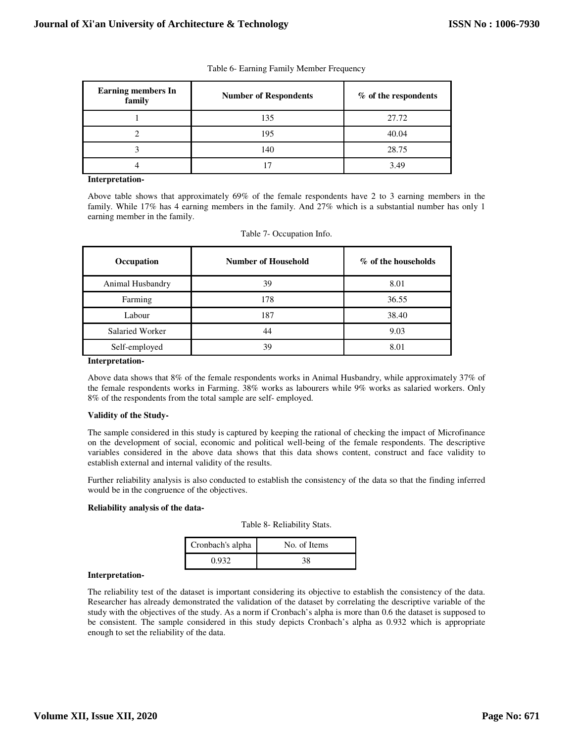Table 6- Earning Family Member Frequency

| Earning members In family | Number of Respondents | % of the respondents |
|---|---|---|
| 1 | 135 | 27.72 |
| 2 | 195 | 40.04 |
| 3 | 140 | 28.75 |
| 4 | 17 | 3.49 |

**Interpretation-**

Above table shows that approximately 69% of the female respondents have 2 to 3 earning members in the family. While 17% has 4 earning members in the family. And 27% which is a substantial number has only 1 earning member in the family.

Table 7- Occupation Info.

| Occupation | Number of Household | % of the households |
|---|---|---|
| Animal Husbandry | 39 | 8.01 |
| Farming | 178 | 36.55 |
| Labour | 187 | 38.40 |
| Salaried Worker | 44 | 9.03 |
| Self-employed | 39 | 8.01 |

**Interpretation-**

Above data shows that 8% of the female respondents works in Animal Husbandry, while approximately 37% of the female respondents works in Farming. 38% works as labourers while 9% works as salaried workers. Only 8% of the respondents from the total sample are self- employed.

**Validity of the Study-**

The sample considered in this study is captured by keeping the rational of checking the impact of Microfinance on the development of social, economic and political well-being of the female respondents. The descriptive variables considered in the above data shows that this data shows content, construct and face validity to establish external and internal validity of the results.

Further reliability analysis is also conducted to establish the consistency of the data so that the finding inferred would be in the congruence of the objectives.

**Reliability analysis of the data-**

Table 8- Reliability Stats.

| Cronbach's alpha | No. of Items |
|---|---|
| 0.932 | 38 |

**Interpretation-**

The reliability test of the dataset is important considering its objective to establish the consistency of the data. Researcher has already demonstrated the validation of the dataset by correlating the descriptive variable of the study with the objectives of the study. As a norm if Cronbach's alpha is more than 0.6 the dataset is supposed to be consistent. The sample considered in this study depicts Cronbach's alpha as 0.932 which is appropriate enough to set the reliability of the data.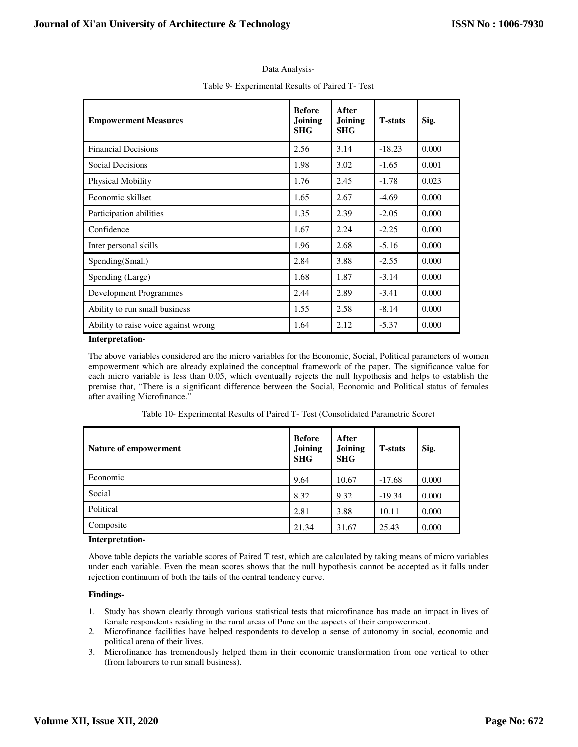Data Analysis-

Table 9- Experimental Results of Paired T- Test

| Empowerment Measures | Before Joining SHG | After Joining SHG | T-stats | Sig. |
|---|---|---|---|---|
| Financial Decisions | 2.56 | 3.14 | -18.23 | 0.000 |
| Social Decisions | 1.98 | 3.02 | -1.65 | 0.001 |
| Physical Mobility | 1.76 | 2.45 | -1.78 | 0.023 |
| Economic skillset | 1.65 | 2.67 | -4.69 | 0.000 |
| Participation abilities | 1.35 | 2.39 | -2.05 | 0.000 |
| Confidence | 1.67 | 2.24 | -2.25 | 0.000 |
| Inter personal skills | 1.96 | 2.68 | -5.16 | 0.000 |
| Spending(Small) | 2.84 | 3.88 | -2.55 | 0.000 |
| Spending (Large) | 1.68 | 1.87 | -3.14 | 0.000 |
| Development Programmes | 2.44 | 2.89 | -3.41 | 0.000 |
| Ability to run small business | 1.55 | 2.58 | -8.14 | 0.000 |
| Ability to raise voice against wrong | 1.64 | 2.12 | -5.37 | 0.000 |

**Interpretation-**

The above variables considered are the micro variables for the Economic, Social, Political parameters of women empowerment which are already explained the conceptual framework of the paper. The significance value for each micro variable is less than 0.05, which eventually rejects the null hypothesis and helps to establish the premise that, "There is a significant difference between the Social, Economic and Political status of females after availing Microfinance."

Table 10- Experimental Results of Paired T- Test (Consolidated Parametric Score)

| Nature of empowerment | Before Joining SHG | After Joining SHG | T-stats | Sig. |
|---|---|---|---|---|
| Economic | 9.64 | 10.67 | -17.68 | 0.000 |
| Social | 8.32 | 9.32 | -19.34 | 0.000 |
| Political | 2.81 | 3.88 | 10.11 | 0.000 |
| Composite | 21.34 | 31.67 | 25.43 | 0.000 |

**Interpretation-**

Above table depicts the variable scores of Paired T test, which are calculated by taking means of micro variables under each variable. Even the mean scores shows that the null hypothesis cannot be accepted as it falls under rejection continuum of both the tails of the central tendency curve.

**Findings-**

1. Study has shown clearly through various statistical tests that microfinance has made an impact in lives of female respondents residing in the rural areas of Pune on the aspects of their empowerment.
2. Microfinance facilities have helped respondents to develop a sense of autonomy in social, economic and political arena of their lives.
3. Microfinance has tremendously helped them in their economic transformation from one vertical to other (from labourers to run small business).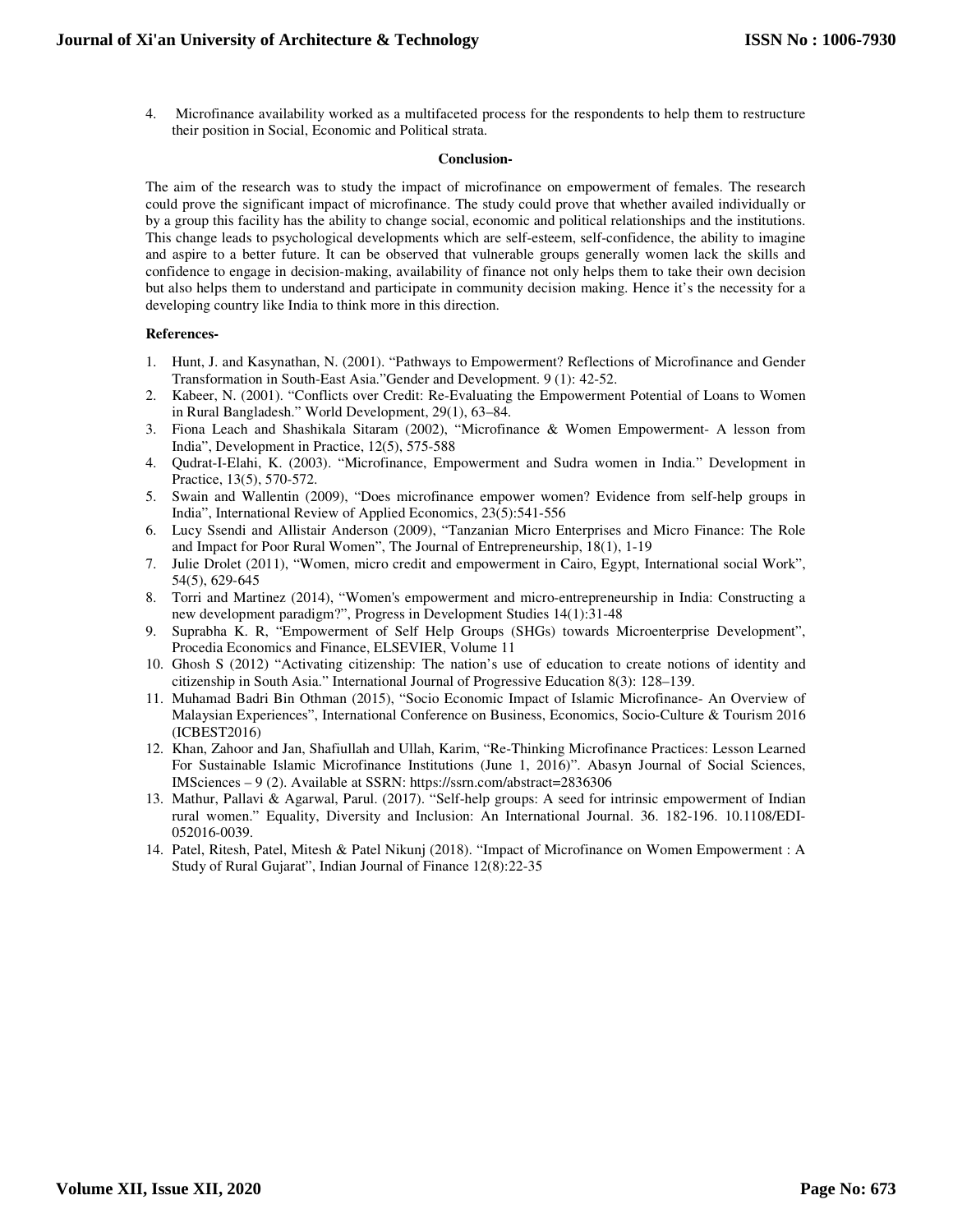4. Microfinance availability worked as a multifaceted process for the respondents to help them to restructure their position in Social, Economic and Political strata.

## Conclusion-

The aim of the research was to study the impact of microfinance on empowerment of females. The research could prove the significant impact of microfinance. The study could prove that whether availed individually or by a group this facility has the ability to change social, economic and political relationships and the institutions. This change leads to psychological developments which are self-esteem, self-confidence, the ability to imagine and aspire to a better future. It can be observed that vulnerable groups generally women lack the skills and confidence to engage in decision-making, availability of finance not only helps them to take their own decision but also helps them to understand and participate in community decision making. Hence it's the necessity for a developing country like India to think more in this direction.

## References-

1. Hunt, J. and Kasynathan, N. (2001). "Pathways to Empowerment? Reflections of Microfinance and Gender Transformation in South-East Asia."Gender and Development. 9 (1): 42-52.
2. Kabeer, N. (2001). "Conflicts over Credit: Re-Evaluating the Empowerment Potential of Loans to Women in Rural Bangladesh." World Development, 29(1), 63–84.
3. Fiona Leach and Shashikala Sitaram (2002), "Microfinance & Women Empowerment- A lesson from India", Development in Practice, 12(5), 575-588
4. Qudrat-I-Elahi, K. (2003). "Microfinance, Empowerment and Sudra women in India." Development in Practice, 13(5), 570-572.
5. Swain and Wallentin (2009), "Does microfinance empower women? Evidence from self-help groups in India", International Review of Applied Economics, 23(5):541-556
6. Lucy Ssendi and Allistair Anderson (2009), "Tanzanian Micro Enterprises and Micro Finance: The Role and Impact for Poor Rural Women", The Journal of Entrepreneurship, 18(1), 1-19
7. Julie Drolet (2011), "Women, micro credit and empowerment in Cairo, Egypt, International social Work", 54(5), 629-645
8. Torri and Martinez (2014), "Women's empowerment and micro-entrepreneurship in India: Constructing a new development paradigm?", Progress in Development Studies 14(1):31-48
9. Suprabha K. R, "Empowerment of Self Help Groups (SHGs) towards Microenterprise Development", Procedia Economics and Finance, ELSEVIER, Volume 11
10. Ghosh S (2012) "Activating citizenship: The nation's use of education to create notions of identity and citizenship in South Asia." International Journal of Progressive Education 8(3): 128–139.
11. Muhamad Badri Bin Othman (2015), "Socio Economic Impact of Islamic Microfinance- An Overview of Malaysian Experiences", International Conference on Business, Economics, Socio-Culture & Tourism 2016 (ICBEST2016)
12. Khan, Zahoor and Jan, Shafiullah and Ullah, Karim, "Re-Thinking Microfinance Practices: Lesson Learned For Sustainable Islamic Microfinance Institutions (June 1, 2016)". Abasyn Journal of Social Sciences, IMSciences – 9 (2). Available at SSRN: https://ssrn.com/abstract=2836306
13. Mathur, Pallavi & Agarwal, Parul. (2017). "Self-help groups: A seed for intrinsic empowerment of Indian rural women." Equality, Diversity and Inclusion: An International Journal. 36. 182-196. 10.1108/EDI-052016-0039.
14. Patel, Ritesh, Patel, Mitesh & Patel Nikunj (2018). "Impact of Microfinance on Women Empowerment : A Study of Rural Gujarat", Indian Journal of Finance 12(8):22-35